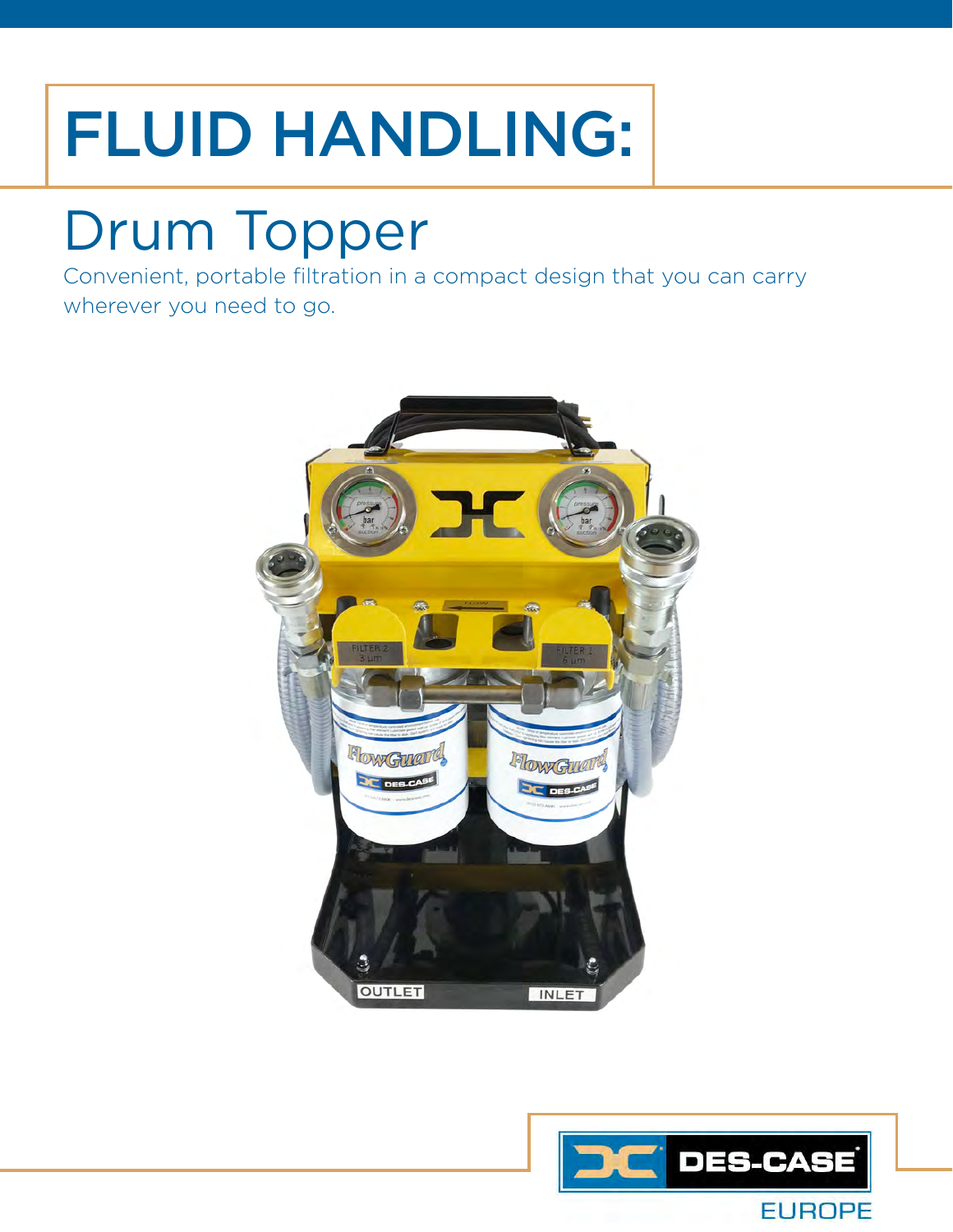# FLUID HANDLING:

## Drum Topper

Convenient, portable filtration in a compact design that you can carry wherever you need to go.

DES-CASE EUROPE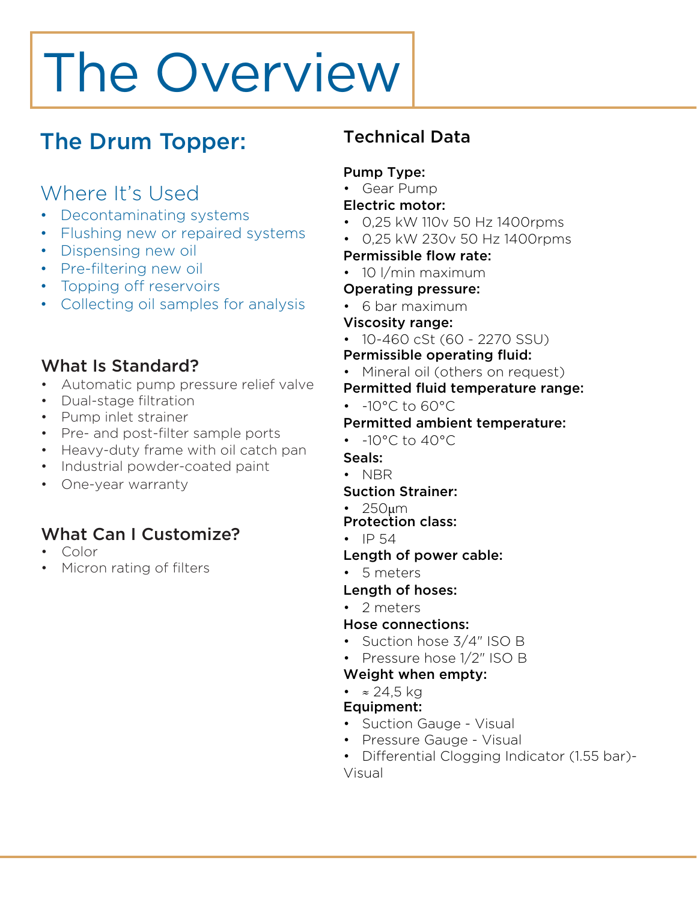# The Overview

## The Drum Topper:

### Where It's Used

- Decontaminating systems
- Flushing new or repaired systems
- Dispensing new oil
- Pre-filtering new oil
- Topping off reservoirs
- Collecting oil samples for analysis

### What Is Standard?

- Automatic pump pressure relief valve
- Dual-stage filtration
- Pump inlet strainer
- Pre- and post-filter sample ports
- Heavy-duty frame with oil catch pan
- Industrial powder-coated paint
- One-year warranty

### What Can I Customize?

- Color
- Micron rating of filters

## Technical Data

**Pump Type:**
- Gear Pump

**Electric motor:**
- 0,25 kW 110v 50 Hz 1400rpms
- 0,25 kW 230v 50 Hz 1400rpms

**Permissible flow rate:**
- 10 l/min maximum

**Operating pressure:**
- 6 bar maximum

**Viscosity range:**
- 10-460 cSt (60 - 2270 SSU)

**Permissible operating fluid:**
- Mineral oil (others on request)

**Permitted fluid temperature range:**
- -10°C to 60°C

**Permitted ambient temperature:**
- -10°C to 40°C

**Seals:**
- NBR

**Suction Strainer:**
- 250µm

**Protection class:**
- IP 54

**Length of power cable:**
- 5 meters

**Length of hoses:**
- 2 meters

**Hose connections:**
- Suction hose 3/4" ISO B
- Pressure hose 1/2" ISO B

**Weight when empty:**
- ≈ 24,5 kg

**Equipment:**
- Suction Gauge - Visual
- Pressure Gauge - Visual
- Differential Clogging Indicator (1.55 bar)- Visual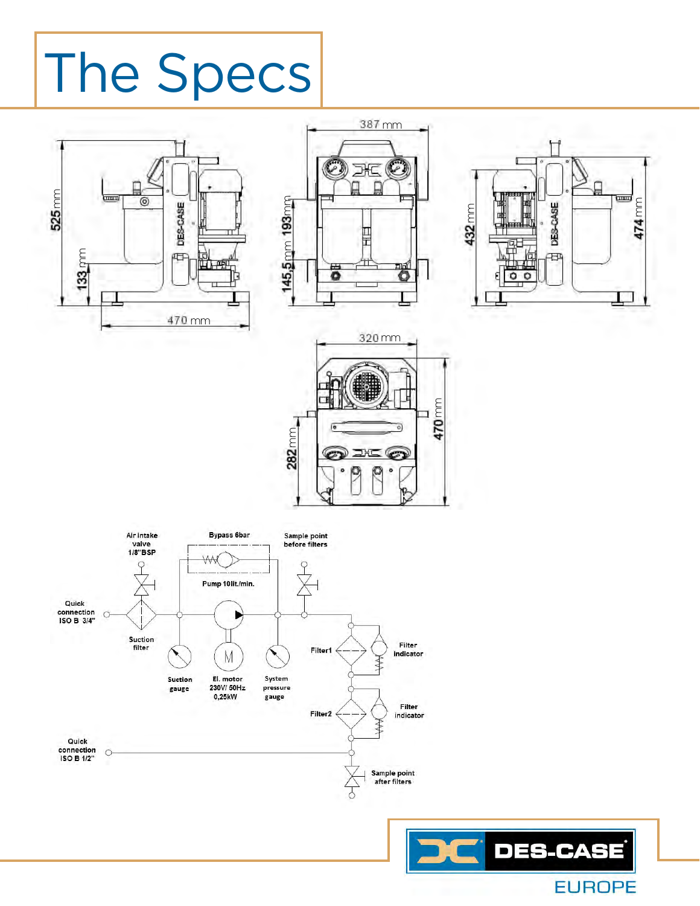# The Specs

525 mm

133 mm

470 mm

387 mm

193 mm

145,5 mm

432 mm

474 mm

320 mm

282 mm

470 mm

Air intake valve 1/8"BSP

Bypass 6bar

Sample point before filters

Pump 10lit./min.

Quick connection ISO B 3/4"

Suction filter

Suction gauge

El. motor 230V/ 50Hz 0,25kW

System pressure gauge

Filter1

Filter indicator

Filter2

Filter indicator

Quick connection ISO B 1/2"

Sample point after filters

DES-CASE EUROPE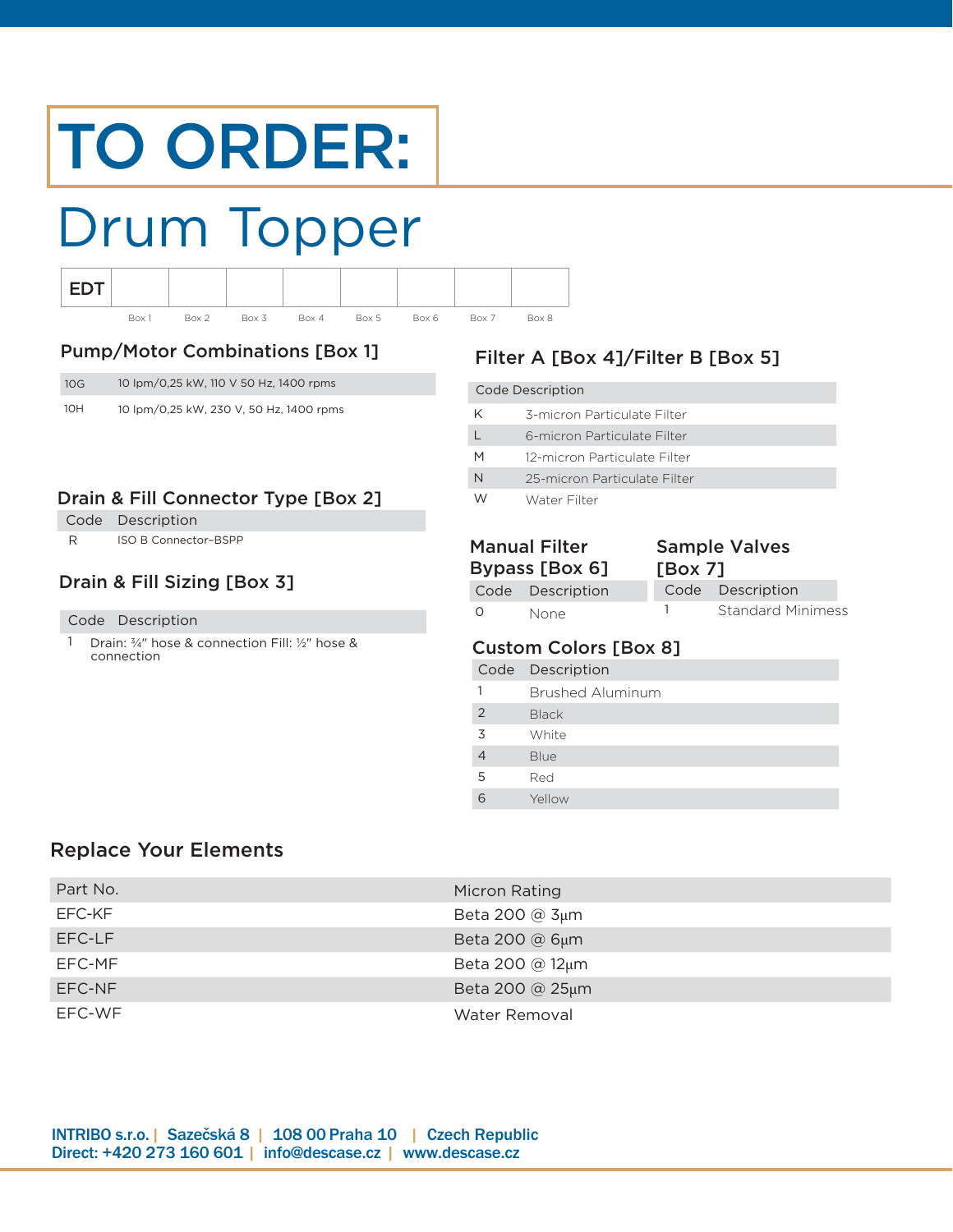# TO ORDER:

## Drum Topper

| EDT | | | | | | | | |
|---|---|---|---|---|---|---|---|---|
| | Box 1 | Box 2 | Box 3 | Box 4 | Box 5 | Box 6 | Box 7 | Box 8 |

### Pump/Motor Combinations [Box 1]

| | |
|---|---|
| 10G | 10 lpm/0,25 kW, 110 V 50 Hz, 1400 rpms |
| 10H | 10 lpm/0,25 kW, 230 V, 50 Hz, 1400 rpms |

### Drain & Fill Connector Type [Box 2]

| Code | Description |
|---|---|
| R | ISO B Connector–BSPP |

### Drain & Fill Sizing [Box 3]

| Code | Description |
|---|---|
| 1 | Drain: ¾" hose & connection Fill: ½" hose & connection |

### Filter A [Box 4]/Filter B [Box 5]

| Code | Description |
|---|---|
| K | 3-micron Particulate Filter |
| L | 6-micron Particulate Filter |
| M | 12-micron Particulate Filter |
| N | 25-micron Particulate Filter |
| W | Water Filter |

### Manual Filter Bypass [Box 6]

| Code | Description |
|---|---|
| 0 | None |

### Sample Valves [Box 7]

| Code | Description |
|---|---|
| 1 | Standard Minimess |

### Custom Colors [Box 8]

| Code | Description |
|---|---|
| 1 | Brushed Aluminum |
| 2 | Black |
| 3 | White |
| 4 | Blue |
| 5 | Red |
| 6 | Yellow |

### Replace Your Elements

| Part No. | Micron Rating |
|---|---|
| EFC-KF | Beta 200 @ 3μm |
| EFC-LF | Beta 200 @ 6μm |
| EFC-MF | Beta 200 @ 12μm |
| EFC-NF | Beta 200 @ 25μm |
| EFC-WF | Water Removal |

INTRIBO s.r.o. | Sazečská 8 | 108 00 Praha 10 | Czech Republic
Direct: +420 273 160 601 | info@descase.cz | www.descase.cz